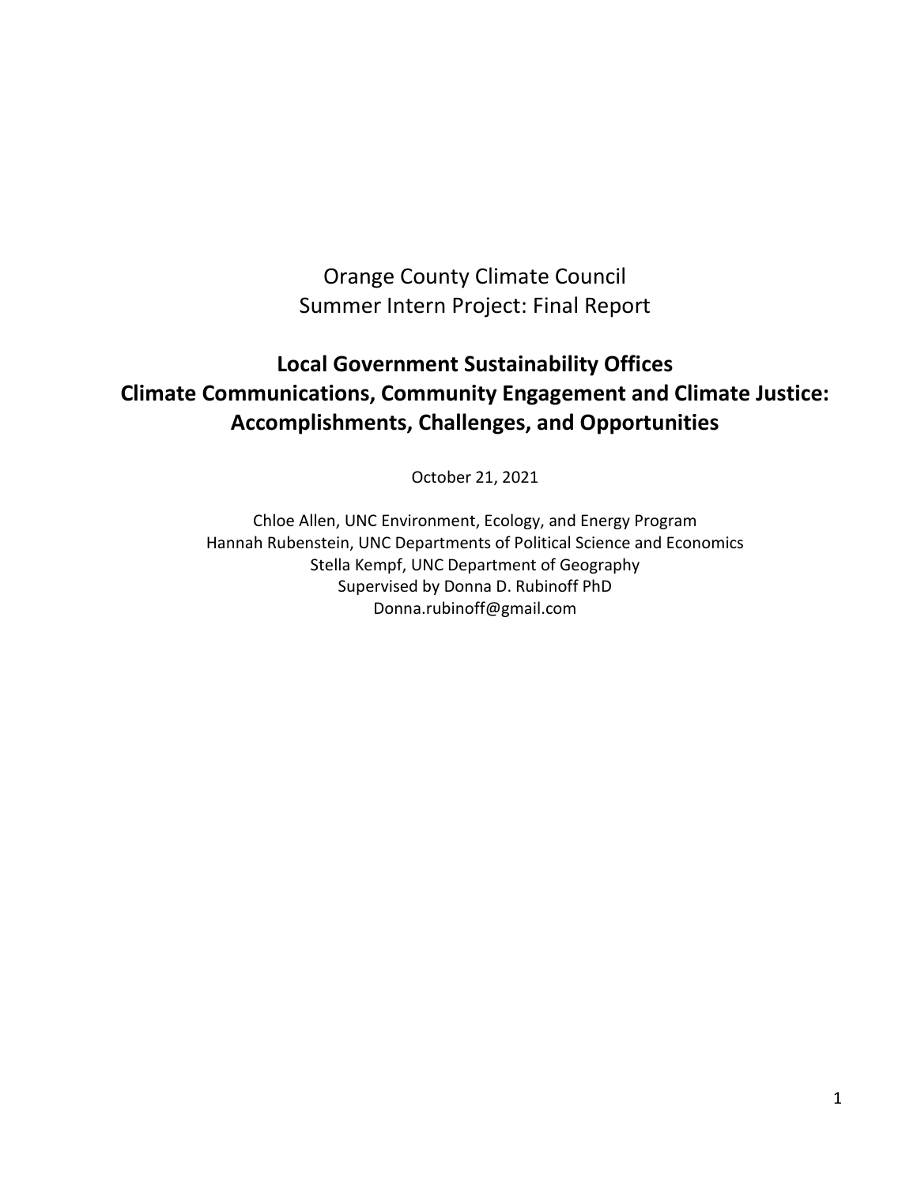Orange County Climate Council
Summer Intern Project: Final Report

# Local Government Sustainability Offices
# Climate Communications, Community Engagement and Climate Justice: Accomplishments, Challenges, and Opportunities

October 21, 2021

Chloe Allen, UNC Environment, Ecology, and Energy Program
Hannah Rubenstein, UNC Departments of Political Science and Economics
Stella Kempf, UNC Department of Geography
Supervised by Donna D. Rubinoff PhD
Donna.rubinoff@gmail.com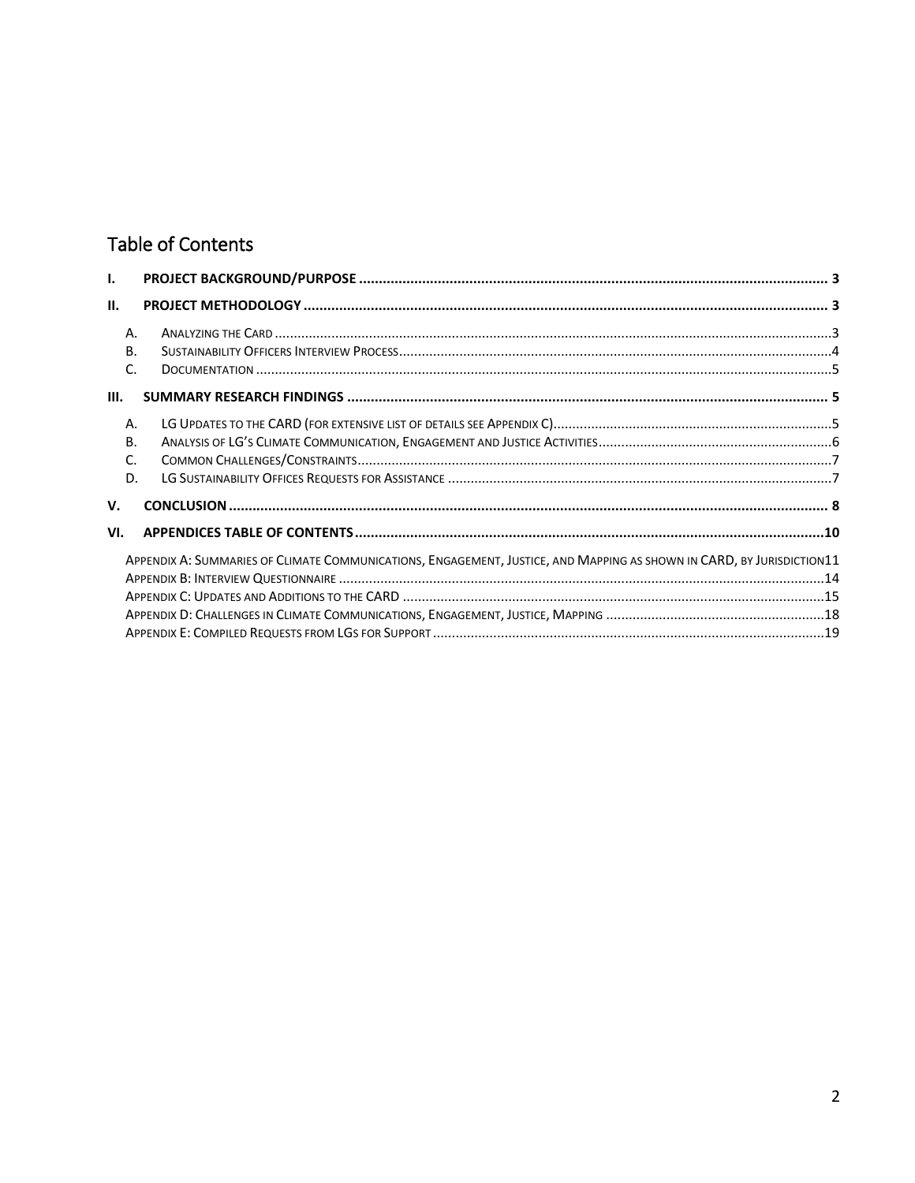# Table of Contents

I. PROJECT BACKGROUND/PURPOSE ..................................... 3

II. PROJECT METHODOLOGY ..................................... 3

- A. Analyzing the Card ..................................... 3
- B. Sustainability Officers Interview Process ..................................... 4
- C. Documentation ..................................... 5

III. SUMMARY RESEARCH FINDINGS ..................................... 5

- A. LG Updates to the CARD (for extensive list of details see Appendix C) ..................................... 5
- B. Analysis of LG's Climate Communication, Engagement and Justice Activities ..................................... 6
- C. Common Challenges/Constraints ..................................... 7
- D. LG Sustainability Offices Requests for Assistance ..................................... 7

V. CONCLUSION ..................................... 8

VI. APPENDICES TABLE OF CONTENTS ..................................... 10

- Appendix A: Summaries of Climate Communications, Engagement, Justice, and Mapping as shown in CARD, by Jurisdiction 11
- Appendix B: Interview Questionnaire ..................................... 14
- Appendix C: Updates and Additions to the CARD ..................................... 15
- Appendix D: Challenges in Climate Communications, Engagement, Justice, Mapping ..................................... 18
- Appendix E: Compiled Requests from LGs for Support ..................................... 19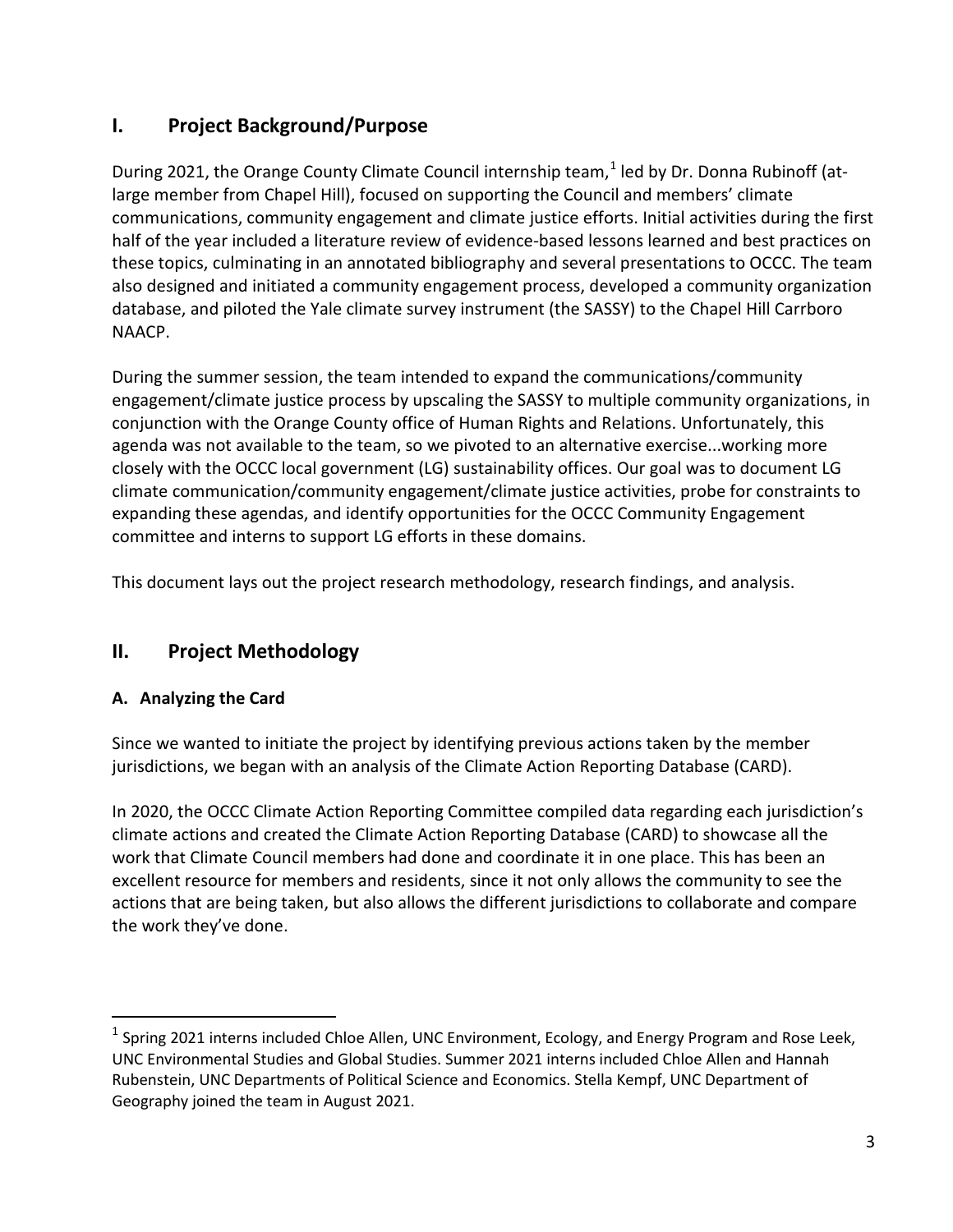## I. Project Background/Purpose

During 2021, the Orange County Climate Council internship team,[1] led by Dr. Donna Rubinoff (at-large member from Chapel Hill), focused on supporting the Council and members' climate communications, community engagement and climate justice efforts. Initial activities during the first half of the year included a literature review of evidence-based lessons learned and best practices on these topics, culminating in an annotated bibliography and several presentations to OCCC. The team also designed and initiated a community engagement process, developed a community organization database, and piloted the Yale climate survey instrument (the SASSY) to the Chapel Hill Carrboro NAACP.

During the summer session, the team intended to expand the communications/community engagement/climate justice process by upscaling the SASSY to multiple community organizations, in conjunction with the Orange County office of Human Rights and Relations. Unfortunately, this agenda was not available to the team, so we pivoted to an alternative exercise...working more closely with the OCCC local government (LG) sustainability offices. Our goal was to document LG climate communication/community engagement/climate justice activities, probe for constraints to expanding these agendas, and identify opportunities for the OCCC Community Engagement committee and interns to support LG efforts in these domains.

This document lays out the project research methodology, research findings, and analysis.

## II. Project Methodology

### A. Analyzing the Card

Since we wanted to initiate the project by identifying previous actions taken by the member jurisdictions, we began with an analysis of the Climate Action Reporting Database (CARD).

In 2020, the OCCC Climate Action Reporting Committee compiled data regarding each jurisdiction's climate actions and created the Climate Action Reporting Database (CARD) to showcase all the work that Climate Council members had done and coordinate it in one place. This has been an excellent resource for members and residents, since it not only allows the community to see the actions that are being taken, but also allows the different jurisdictions to collaborate and compare the work they've done.

---

[1] Spring 2021 interns included Chloe Allen, UNC Environment, Ecology, and Energy Program and Rose Leek, UNC Environmental Studies and Global Studies. Summer 2021 interns included Chloe Allen and Hannah Rubenstein, UNC Departments of Political Science and Economics. Stella Kempf, UNC Department of Geography joined the team in August 2021.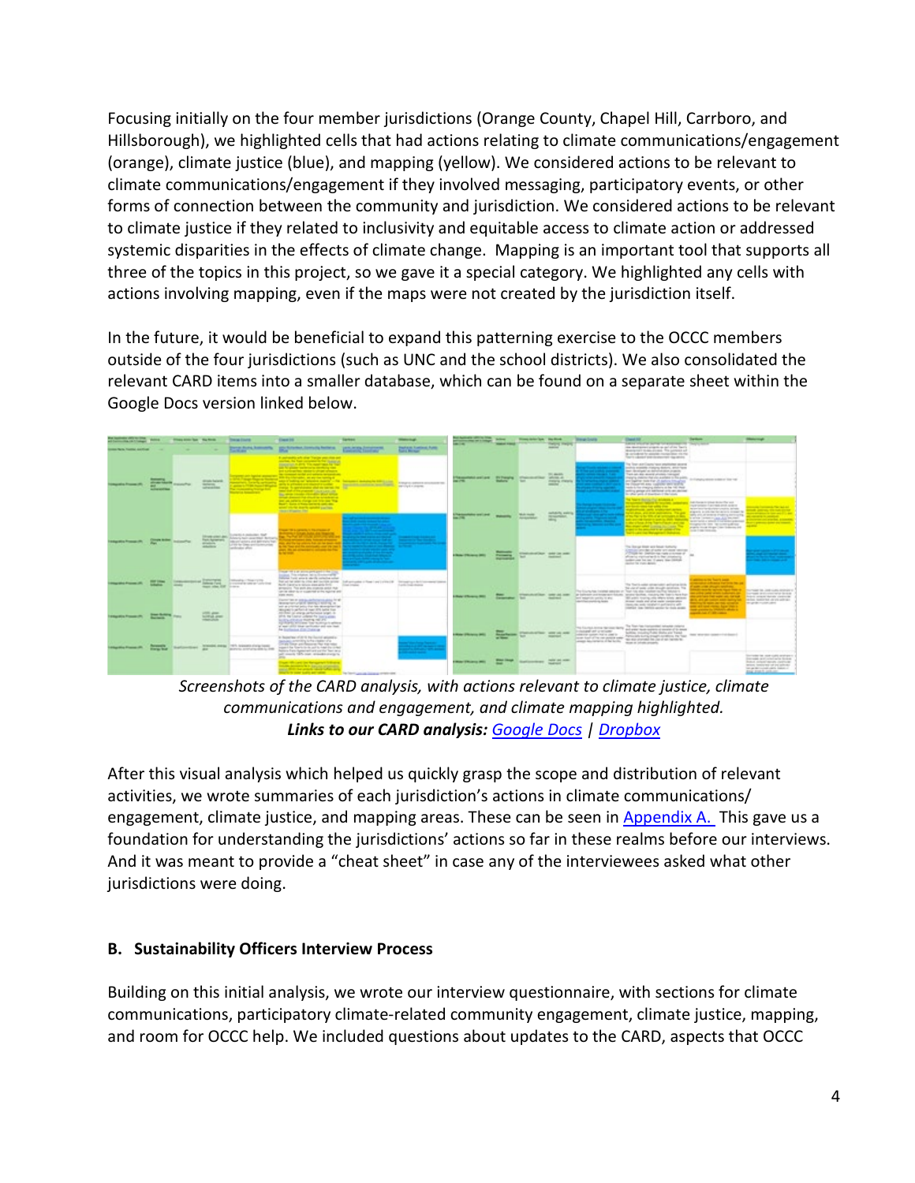Focusing initially on the four member jurisdictions (Orange County, Chapel Hill, Carrboro, and Hillsborough), we highlighted cells that had actions relating to climate communications/engagement (orange), climate justice (blue), and mapping (yellow). We considered actions to be relevant to climate communications/engagement if they involved messaging, participatory events, or other forms of connection between the community and jurisdiction. We considered actions to be relevant to climate justice if they related to inclusivity and equitable access to climate action or addressed systemic disparities in the effects of climate change. Mapping is an important tool that supports all three of the topics in this project, so we gave it a special category. We highlighted any cells with actions involving mapping, even if the maps were not created by the jurisdiction itself.

In the future, it would be beneficial to expand this patterning exercise to the OCCC members outside of the four jurisdictions (such as UNC and the school districts). We also consolidated the relevant CARD items into a smaller database, which can be found on a separate sheet within the Google Docs version linked below.

*Screenshots of the CARD analysis, with actions relevant to climate justice, climate communications and engagement, and climate mapping highlighted.*
***Links to our CARD analysis:*** *Google Docs* | *Dropbox*

After this visual analysis which helped us quickly grasp the scope and distribution of relevant activities, we wrote summaries of each jurisdiction's actions in climate communications/ engagement, climate justice, and mapping areas. These can be seen in Appendix A. This gave us a foundation for understanding the jurisdictions' actions so far in these realms before our interviews. And it was meant to provide a "cheat sheet" in case any of the interviewees asked what other jurisdictions were doing.

### B. Sustainability Officers Interview Process

Building on this initial analysis, we wrote our interview questionnaire, with sections for climate communications, participatory climate-related community engagement, climate justice, mapping, and room for OCCC help. We included questions about updates to the CARD, aspects that OCCC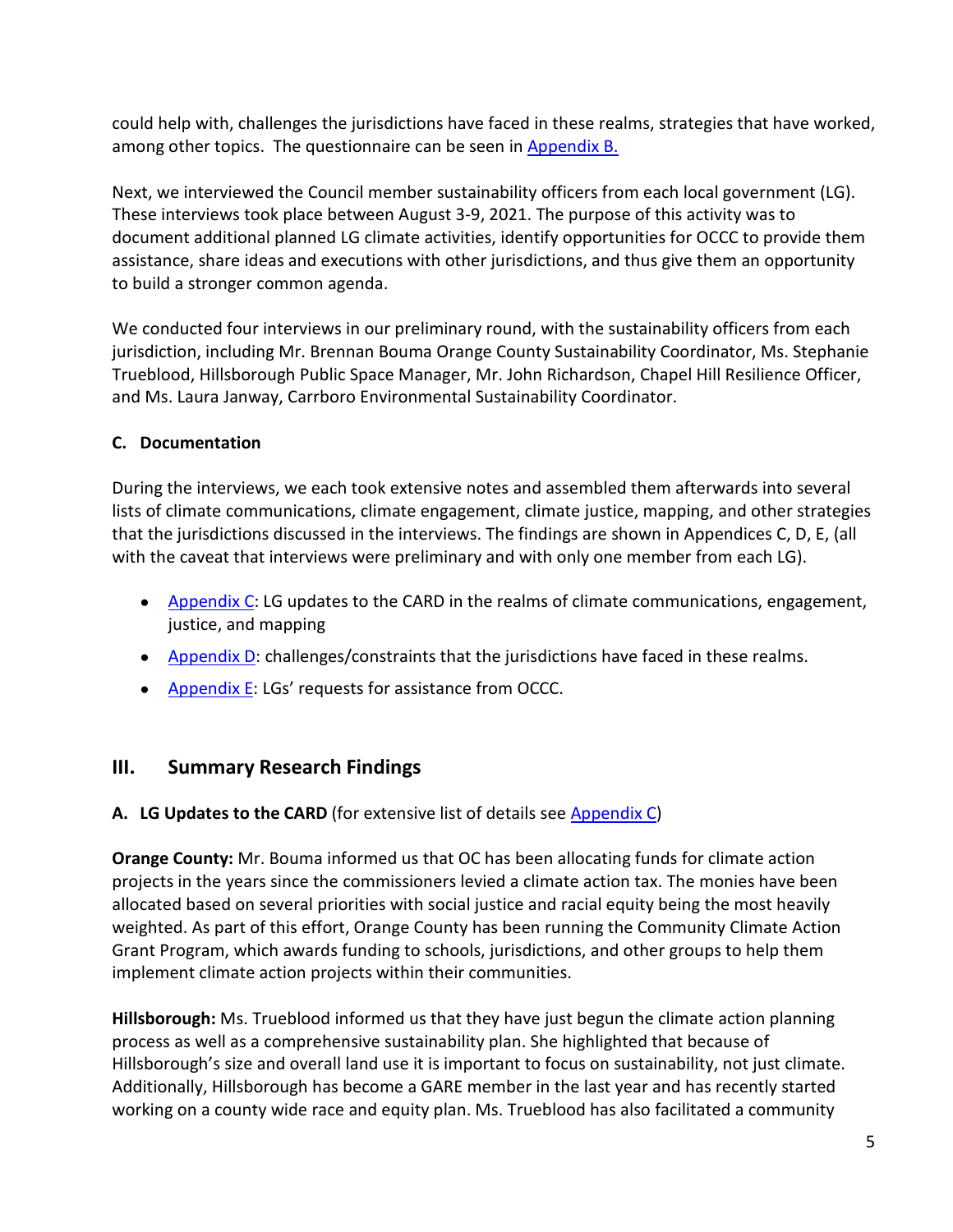could help with, challenges the jurisdictions have faced in these realms, strategies that have worked, among other topics. The questionnaire can be seen in [Appendix B.](#)

Next, we interviewed the Council member sustainability officers from each local government (LG). These interviews took place between August 3-9, 2021. The purpose of this activity was to document additional planned LG climate activities, identify opportunities for OCCC to provide them assistance, share ideas and executions with other jurisdictions, and thus give them an opportunity to build a stronger common agenda.

We conducted four interviews in our preliminary round, with the sustainability officers from each jurisdiction, including Mr. Brennan Bouma Orange County Sustainability Coordinator, Ms. Stephanie Trueblood, Hillsborough Public Space Manager, Mr. John Richardson, Chapel Hill Resilience Officer, and Ms. Laura Janway, Carrboro Environmental Sustainability Coordinator.

### C. Documentation

During the interviews, we each took extensive notes and assembled them afterwards into several lists of climate communications, climate engagement, climate justice, mapping, and other strategies that the jurisdictions discussed in the interviews. The findings are shown in Appendices C, D, E, (all with the caveat that interviews were preliminary and with only one member from each LG).

- [Appendix C](#): LG updates to the CARD in the realms of climate communications, engagement, justice, and mapping
- [Appendix D](#): challenges/constraints that the jurisdictions have faced in these realms.
- [Appendix E](#): LGs' requests for assistance from OCCC.

## III. Summary Research Findings

### A. LG Updates to the CARD (for extensive list of details see [Appendix C](#))

**Orange County:** Mr. Bouma informed us that OC has been allocating funds for climate action projects in the years since the commissioners levied a climate action tax. The monies have been allocated based on several priorities with social justice and racial equity being the most heavily weighted. As part of this effort, Orange County has been running the Community Climate Action Grant Program, which awards funding to schools, jurisdictions, and other groups to help them implement climate action projects within their communities.

**Hillsborough:** Ms. Trueblood informed us that they have just begun the climate action planning process as well as a comprehensive sustainability plan. She highlighted that because of Hillsborough's size and overall land use it is important to focus on sustainability, not just climate. Additionally, Hillsborough has become a GARE member in the last year and has recently started working on a county wide race and equity plan. Ms. Trueblood has also facilitated a community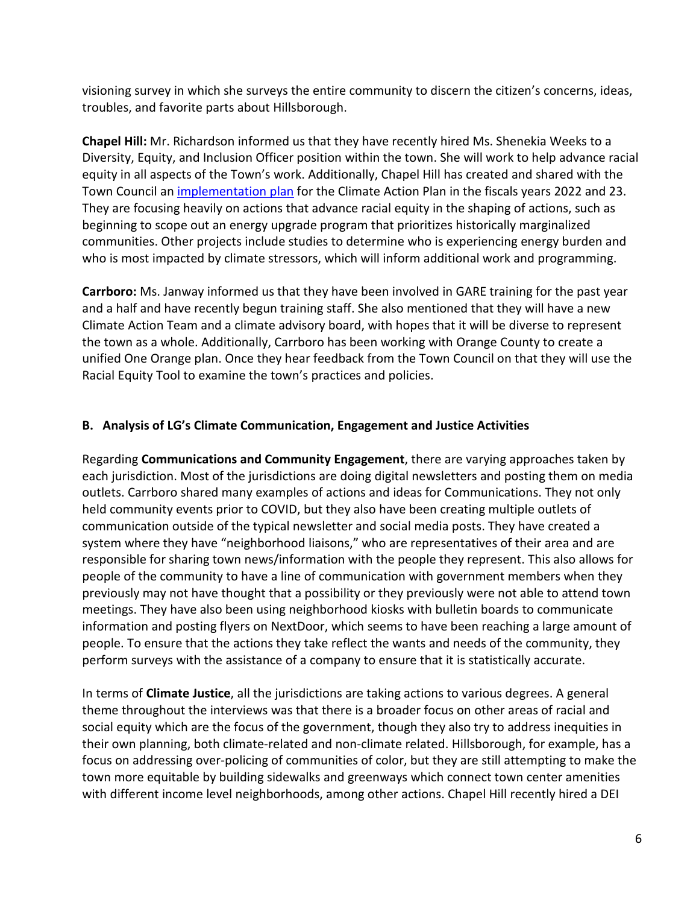visioning survey in which she surveys the entire community to discern the citizen's concerns, ideas, troubles, and favorite parts about Hillsborough.

**Chapel Hill:** Mr. Richardson informed us that they have recently hired Ms. Shenekia Weeks to a Diversity, Equity, and Inclusion Officer position within the town. She will work to help advance racial equity in all aspects of the Town's work. Additionally, Chapel Hill has created and shared with the Town Council an implementation plan for the Climate Action Plan in the fiscals years 2022 and 23. They are focusing heavily on actions that advance racial equity in the shaping of actions, such as beginning to scope out an energy upgrade program that prioritizes historically marginalized communities. Other projects include studies to determine who is experiencing energy burden and who is most impacted by climate stressors, which will inform additional work and programming.

**Carrboro:** Ms. Janway informed us that they have been involved in GARE training for the past year and a half and have recently begun training staff. She also mentioned that they will have a new Climate Action Team and a climate advisory board, with hopes that it will be diverse to represent the town as a whole. Additionally, Carrboro has been working with Orange County to create a unified One Orange plan. Once they hear feedback from the Town Council on that they will use the Racial Equity Tool to examine the town's practices and policies.

## B. Analysis of LG's Climate Communication, Engagement and Justice Activities

Regarding **Communications and Community Engagement**, there are varying approaches taken by each jurisdiction. Most of the jurisdictions are doing digital newsletters and posting them on media outlets. Carrboro shared many examples of actions and ideas for Communications. They not only held community events prior to COVID, but they also have been creating multiple outlets of communication outside of the typical newsletter and social media posts. They have created a system where they have "neighborhood liaisons," who are representatives of their area and are responsible for sharing town news/information with the people they represent. This also allows for people of the community to have a line of communication with government members when they previously may not have thought that a possibility or they previously were not able to attend town meetings. They have also been using neighborhood kiosks with bulletin boards to communicate information and posting flyers on NextDoor, which seems to have been reaching a large amount of people. To ensure that the actions they take reflect the wants and needs of the community, they perform surveys with the assistance of a company to ensure that it is statistically accurate.

In terms of **Climate Justice**, all the jurisdictions are taking actions to various degrees. A general theme throughout the interviews was that there is a broader focus on other areas of racial and social equity which are the focus of the government, though they also try to address inequities in their own planning, both climate-related and non-climate related. Hillsborough, for example, has a focus on addressing over-policing of communities of color, but they are still attempting to make the town more equitable by building sidewalks and greenways which connect town center amenities with different income level neighborhoods, among other actions. Chapel Hill recently hired a DEI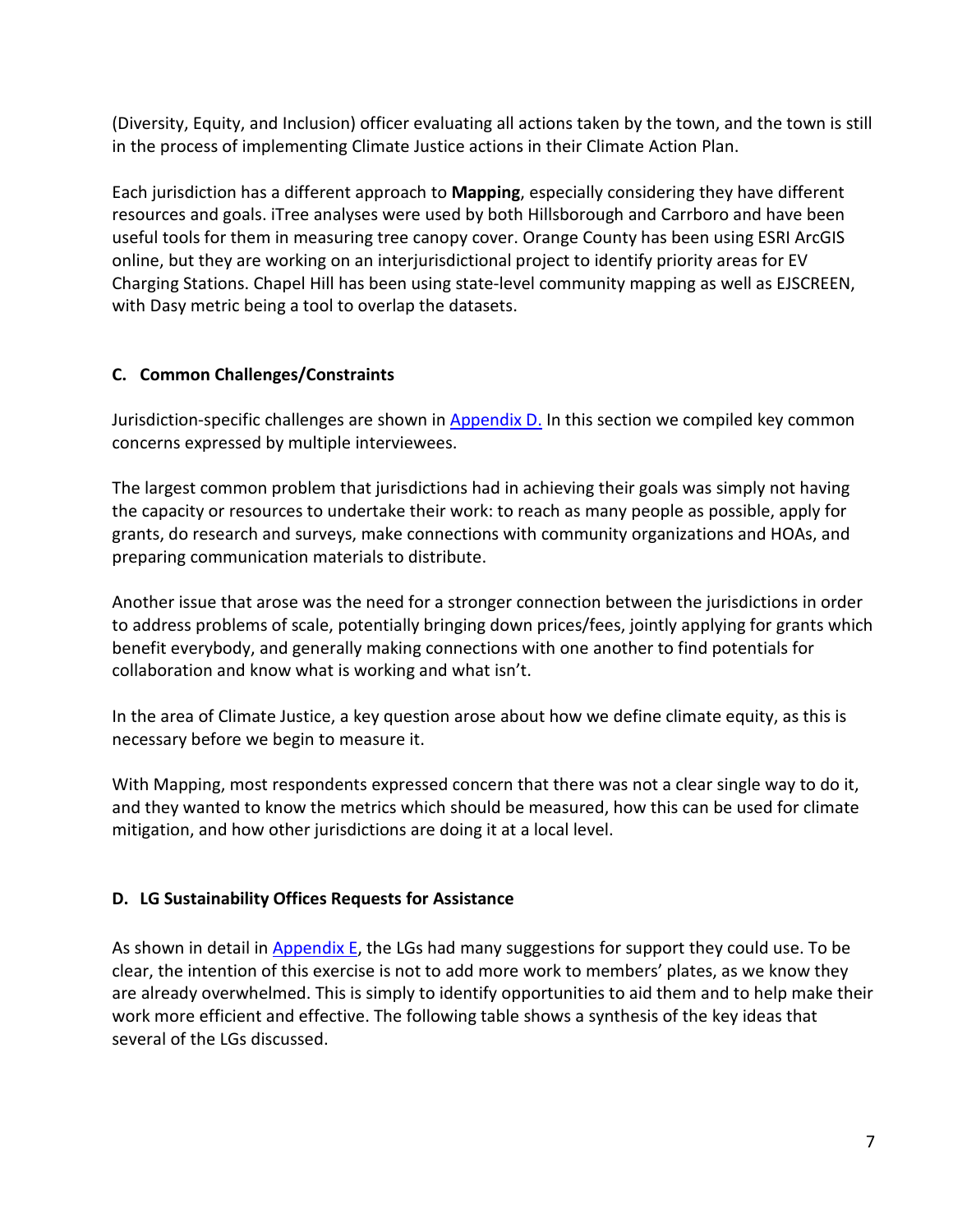(Diversity, Equity, and Inclusion) officer evaluating all actions taken by the town, and the town is still in the process of implementing Climate Justice actions in their Climate Action Plan.

Each jurisdiction has a different approach to **Mapping**, especially considering they have different resources and goals. iTree analyses were used by both Hillsborough and Carrboro and have been useful tools for them in measuring tree canopy cover. Orange County has been using ESRI ArcGIS online, but they are working on an interjurisdictional project to identify priority areas for EV Charging Stations. Chapel Hill has been using state-level community mapping as well as EJSCREEN, with Dasy metric being a tool to overlap the datasets.

### C. Common Challenges/Constraints

Jurisdiction-specific challenges are shown in Appendix D. In this section we compiled key common concerns expressed by multiple interviewees.

The largest common problem that jurisdictions had in achieving their goals was simply not having the capacity or resources to undertake their work: to reach as many people as possible, apply for grants, do research and surveys, make connections with community organizations and HOAs, and preparing communication materials to distribute.

Another issue that arose was the need for a stronger connection between the jurisdictions in order to address problems of scale, potentially bringing down prices/fees, jointly applying for grants which benefit everybody, and generally making connections with one another to find potentials for collaboration and know what is working and what isn't.

In the area of Climate Justice, a key question arose about how we define climate equity, as this is necessary before we begin to measure it.

With Mapping, most respondents expressed concern that there was not a clear single way to do it, and they wanted to know the metrics which should be measured, how this can be used for climate mitigation, and how other jurisdictions are doing it at a local level.

### D. LG Sustainability Offices Requests for Assistance

As shown in detail in Appendix E, the LGs had many suggestions for support they could use. To be clear, the intention of this exercise is not to add more work to members' plates, as we know they are already overwhelmed. This is simply to identify opportunities to aid them and to help make their work more efficient and effective. The following table shows a synthesis of the key ideas that several of the LGs discussed.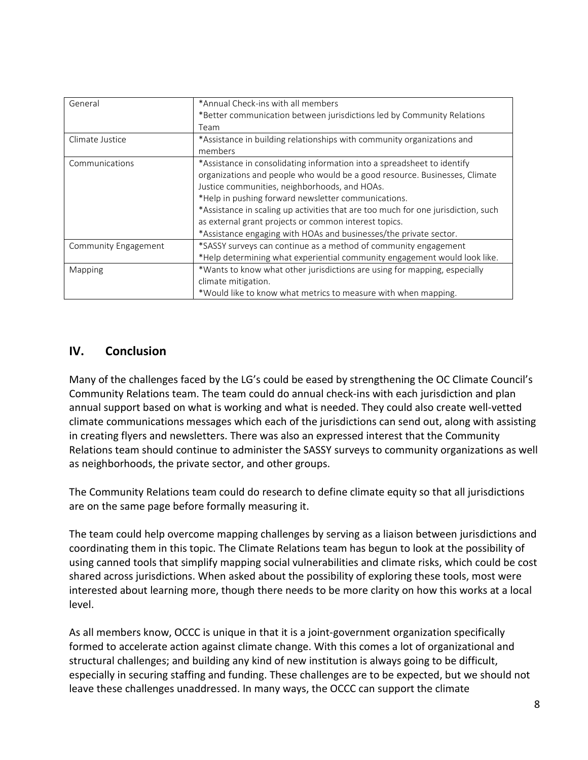| General | *Annual Check-ins with all members<br>*Better communication between jurisdictions led by Community Relations Team |
|---|---|
| Climate Justice | *Assistance in building relationships with community organizations and members |
| Communications | *Assistance in consolidating information into a spreadsheet to identify organizations and people who would be a good resource. Businesses, Climate Justice communities, neighborhoods, and HOAs.<br>*Help in pushing forward newsletter communications.<br>*Assistance in scaling up activities that are too much for one jurisdiction, such as external grant projects or common interest topics.<br>*Assistance engaging with HOAs and businesses/the private sector. |
| Community Engagement | *SASSY surveys can continue as a method of community engagement<br>*Help determining what experiential community engagement would look like. |
| Mapping | *Wants to know what other jurisdictions are using for mapping, especially climate mitigation.<br>*Would like to know what metrics to measure with when mapping. |

## IV. Conclusion

Many of the challenges faced by the LG's could be eased by strengthening the OC Climate Council's Community Relations team. The team could do annual check-ins with each jurisdiction and plan annual support based on what is working and what is needed. They could also create well-vetted climate communications messages which each of the jurisdictions can send out, along with assisting in creating flyers and newsletters. There was also an expressed interest that the Community Relations team should continue to administer the SASSY surveys to community organizations as well as neighborhoods, the private sector, and other groups.

The Community Relations team could do research to define climate equity so that all jurisdictions are on the same page before formally measuring it.

The team could help overcome mapping challenges by serving as a liaison between jurisdictions and coordinating them in this topic. The Climate Relations team has begun to look at the possibility of using canned tools that simplify mapping social vulnerabilities and climate risks, which could be cost shared across jurisdictions. When asked about the possibility of exploring these tools, most were interested about learning more, though there needs to be more clarity on how this works at a local level.

As all members know, OCCC is unique in that it is a joint-government organization specifically formed to accelerate action against climate change. With this comes a lot of organizational and structural challenges; and building any kind of new institution is always going to be difficult, especially in securing staffing and funding. These challenges are to be expected, but we should not leave these challenges unaddressed. In many ways, the OCCC can support the climate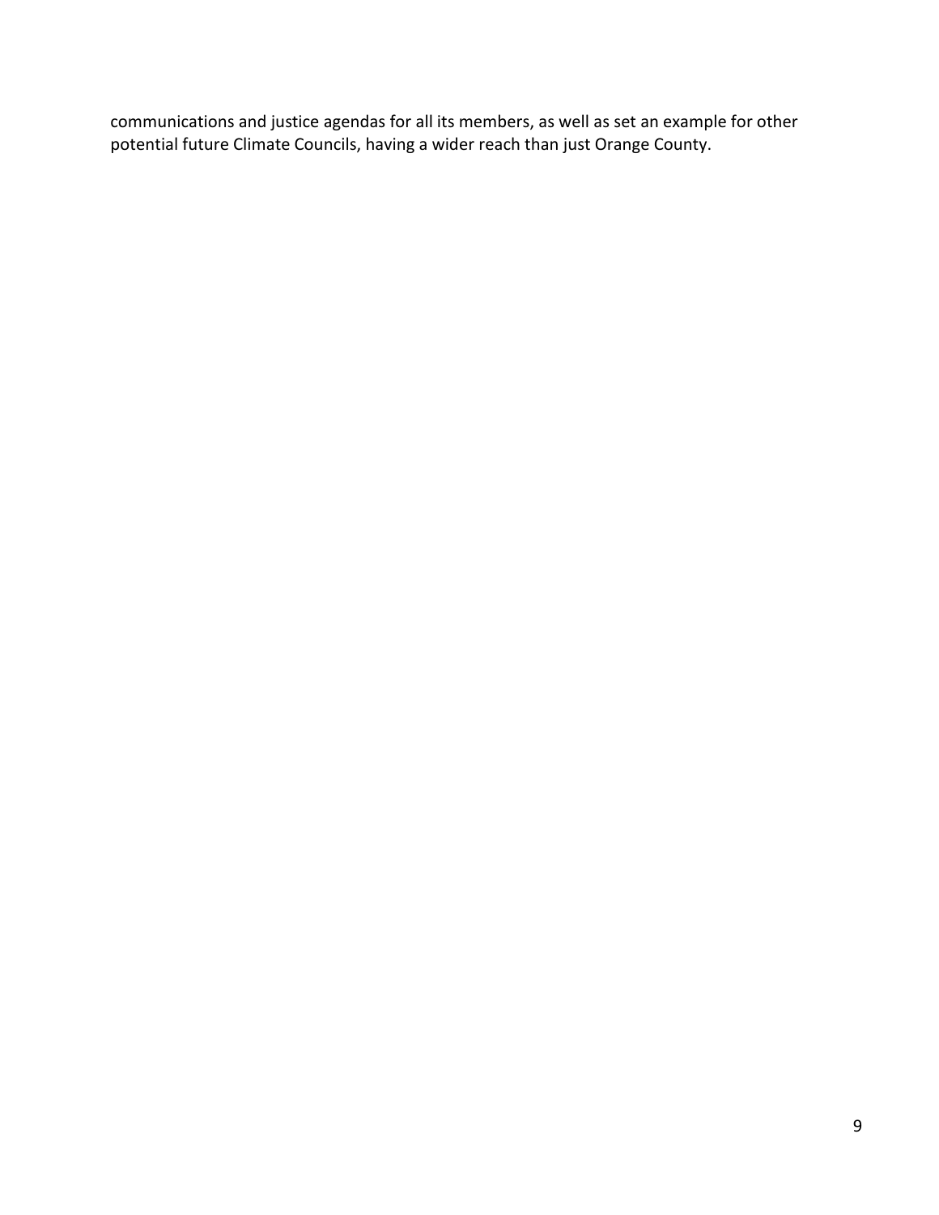communications and justice agendas for all its members, as well as set an example for other potential future Climate Councils, having a wider reach than just Orange County.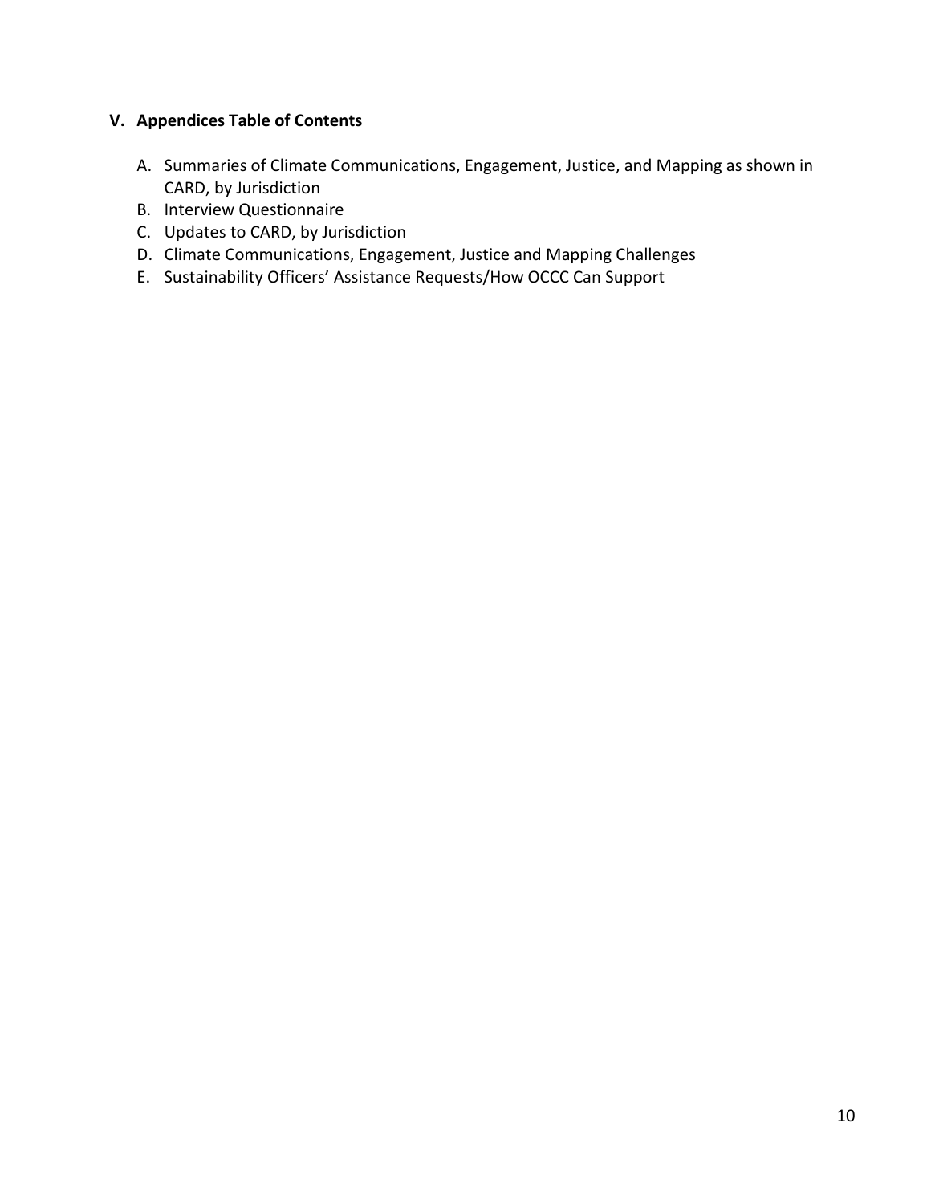## V. Appendices Table of Contents

A. Summaries of Climate Communications, Engagement, Justice, and Mapping as shown in CARD, by Jurisdiction
B. Interview Questionnaire
C. Updates to CARD, by Jurisdiction
D. Climate Communications, Engagement, Justice and Mapping Challenges
E. Sustainability Officers' Assistance Requests/How OCCC Can Support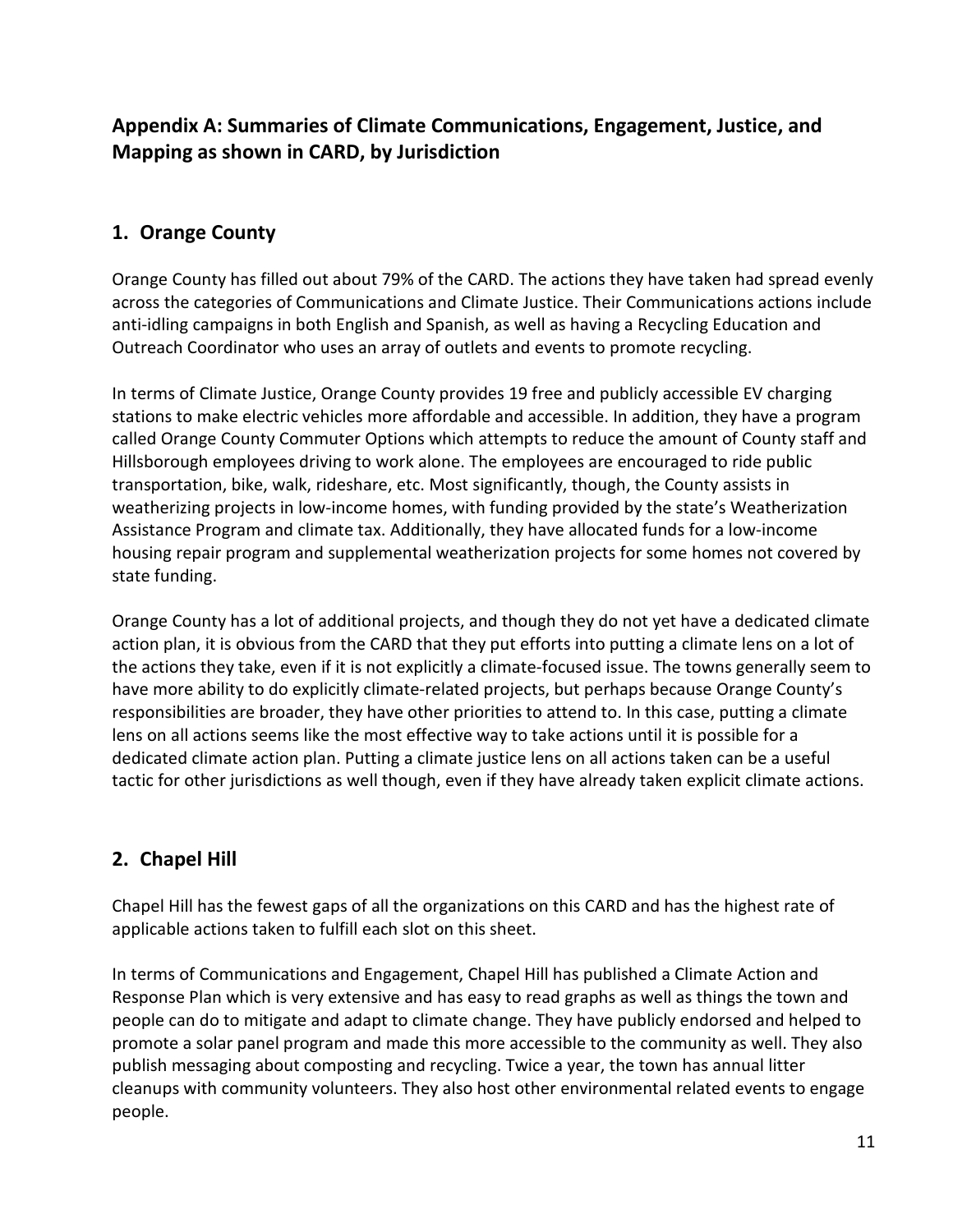## Appendix A: Summaries of Climate Communications, Engagement, Justice, and Mapping as shown in CARD, by Jurisdiction

### 1. Orange County

Orange County has filled out about 79% of the CARD. The actions they have taken had spread evenly across the categories of Communications and Climate Justice. Their Communications actions include anti-idling campaigns in both English and Spanish, as well as having a Recycling Education and Outreach Coordinator who uses an array of outlets and events to promote recycling.

In terms of Climate Justice, Orange County provides 19 free and publicly accessible EV charging stations to make electric vehicles more affordable and accessible. In addition, they have a program called Orange County Commuter Options which attempts to reduce the amount of County staff and Hillsborough employees driving to work alone. The employees are encouraged to ride public transportation, bike, walk, rideshare, etc. Most significantly, though, the County assists in weatherizing projects in low-income homes, with funding provided by the state's Weatherization Assistance Program and climate tax. Additionally, they have allocated funds for a low-income housing repair program and supplemental weatherization projects for some homes not covered by state funding.

Orange County has a lot of additional projects, and though they do not yet have a dedicated climate action plan, it is obvious from the CARD that they put efforts into putting a climate lens on a lot of the actions they take, even if it is not explicitly a climate-focused issue. The towns generally seem to have more ability to do explicitly climate-related projects, but perhaps because Orange County's responsibilities are broader, they have other priorities to attend to. In this case, putting a climate lens on all actions seems like the most effective way to take actions until it is possible for a dedicated climate action plan. Putting a climate justice lens on all actions taken can be a useful tactic for other jurisdictions as well though, even if they have already taken explicit climate actions.

### 2. Chapel Hill

Chapel Hill has the fewest gaps of all the organizations on this CARD and has the highest rate of applicable actions taken to fulfill each slot on this sheet.

In terms of Communications and Engagement, Chapel Hill has published a Climate Action and Response Plan which is very extensive and has easy to read graphs as well as things the town and people can do to mitigate and adapt to climate change. They have publicly endorsed and helped to promote a solar panel program and made this more accessible to the community as well. They also publish messaging about composting and recycling. Twice a year, the town has annual litter cleanups with community volunteers. They also host other environmental related events to engage people.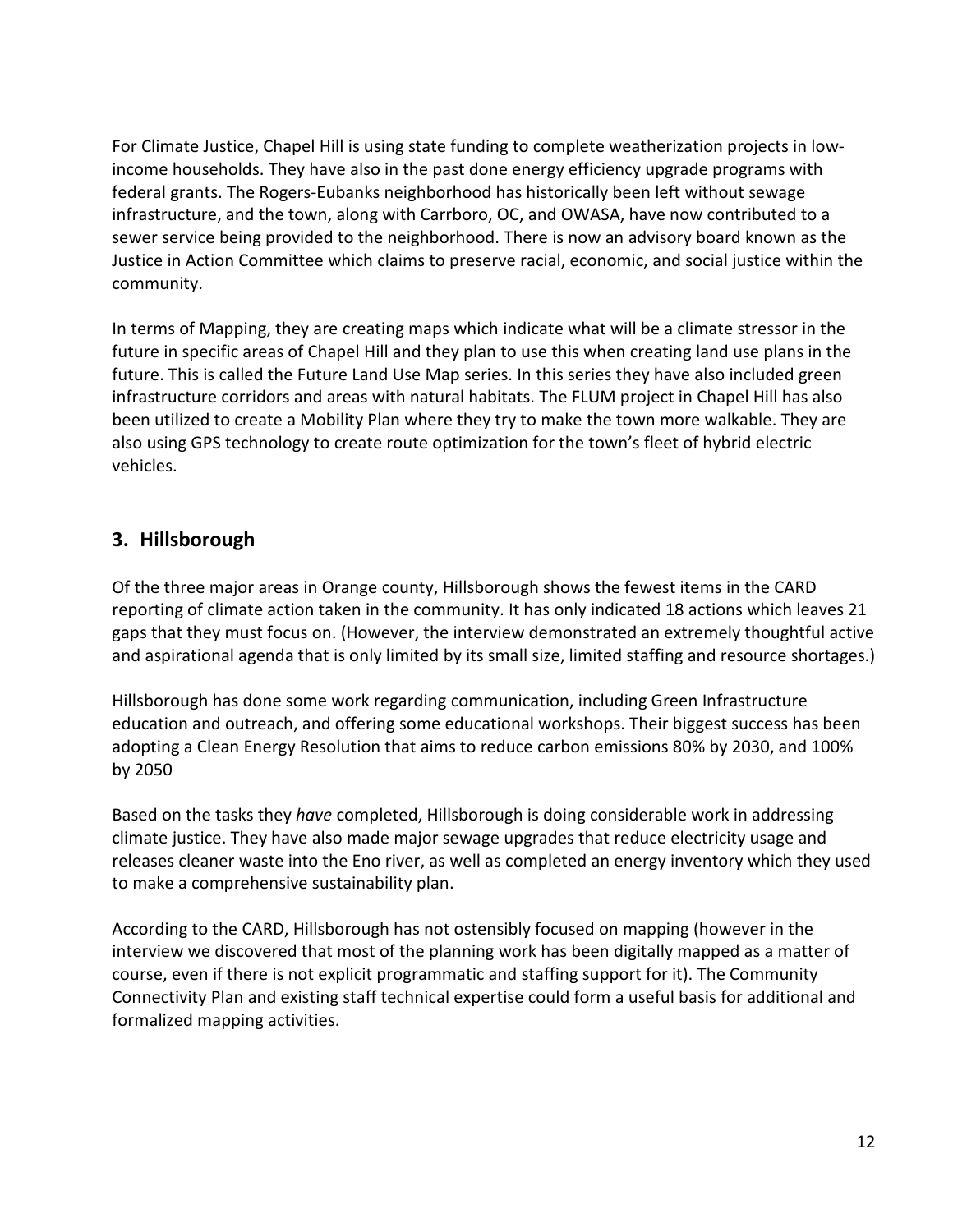For Climate Justice, Chapel Hill is using state funding to complete weatherization projects in low-income households. They have also in the past done energy efficiency upgrade programs with federal grants. The Rogers-Eubanks neighborhood has historically been left without sewage infrastructure, and the town, along with Carrboro, OC, and OWASA, have now contributed to a sewer service being provided to the neighborhood. There is now an advisory board known as the Justice in Action Committee which claims to preserve racial, economic, and social justice within the community.

In terms of Mapping, they are creating maps which indicate what will be a climate stressor in the future in specific areas of Chapel Hill and they plan to use this when creating land use plans in the future. This is called the Future Land Use Map series. In this series they have also included green infrastructure corridors and areas with natural habitats. The FLUM project in Chapel Hill has also been utilized to create a Mobility Plan where they try to make the town more walkable. They are also using GPS technology to create route optimization for the town's fleet of hybrid electric vehicles.

## 3. Hillsborough

Of the three major areas in Orange county, Hillsborough shows the fewest items in the CARD reporting of climate action taken in the community. It has only indicated 18 actions which leaves 21 gaps that they must focus on. (However, the interview demonstrated an extremely thoughtful active and aspirational agenda that is only limited by its small size, limited staffing and resource shortages.)

Hillsborough has done some work regarding communication, including Green Infrastructure education and outreach, and offering some educational workshops. Their biggest success has been adopting a Clean Energy Resolution that aims to reduce carbon emissions 80% by 2030, and 100% by 2050

Based on the tasks they *have* completed, Hillsborough is doing considerable work in addressing climate justice. They have also made major sewage upgrades that reduce electricity usage and releases cleaner waste into the Eno river, as well as completed an energy inventory which they used to make a comprehensive sustainability plan.

According to the CARD, Hillsborough has not ostensibly focused on mapping (however in the interview we discovered that most of the planning work has been digitally mapped as a matter of course, even if there is not explicit programmatic and staffing support for it). The Community Connectivity Plan and existing staff technical expertise could form a useful basis for additional and formalized mapping activities.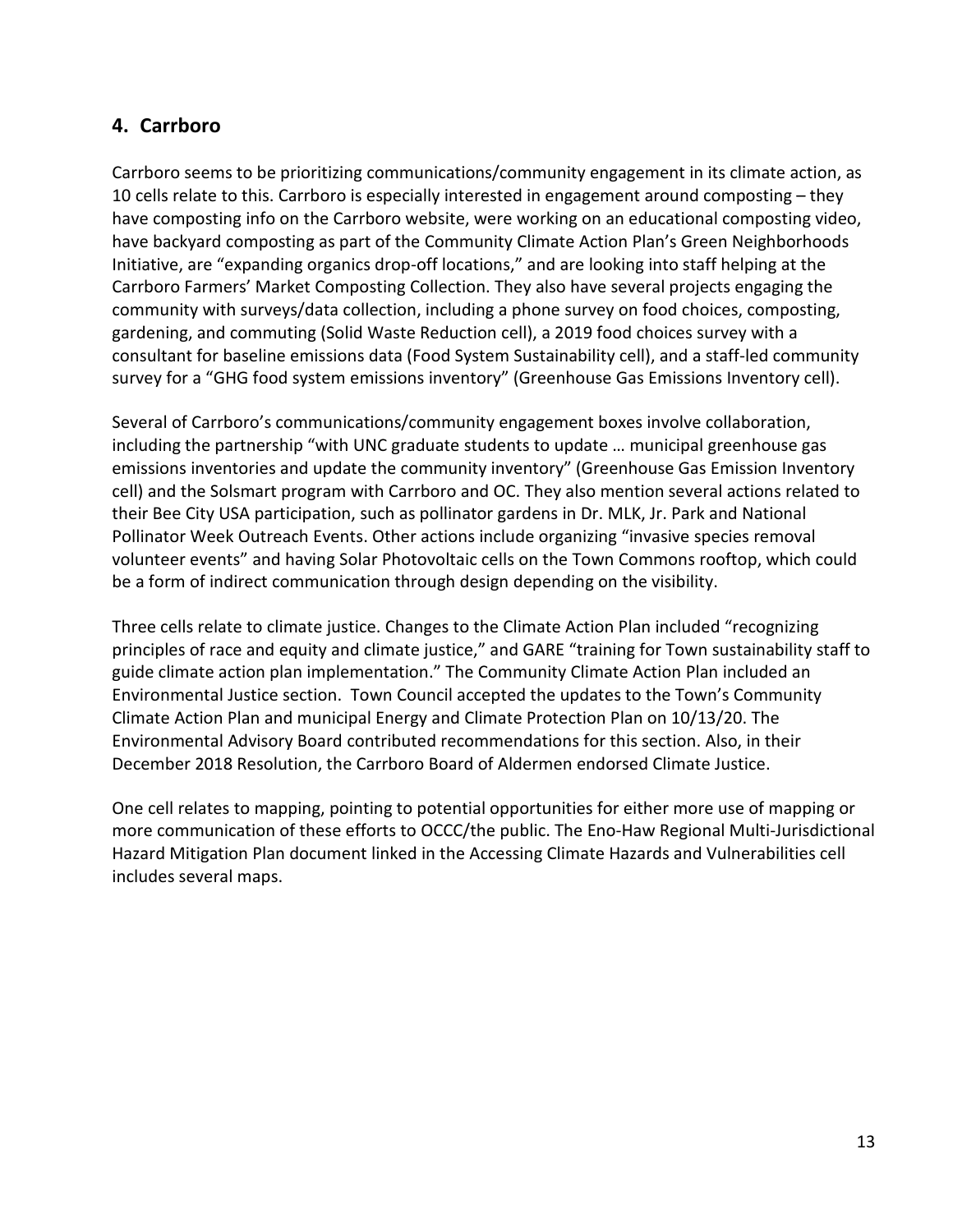## 4. Carrboro

Carrboro seems to be prioritizing communications/community engagement in its climate action, as 10 cells relate to this. Carrboro is especially interested in engagement around composting – they have composting info on the Carrboro website, were working on an educational composting video, have backyard composting as part of the Community Climate Action Plan's Green Neighborhoods Initiative, are "expanding organics drop-off locations," and are looking into staff helping at the Carrboro Farmers' Market Composting Collection. They also have several projects engaging the community with surveys/data collection, including a phone survey on food choices, composting, gardening, and commuting (Solid Waste Reduction cell), a 2019 food choices survey with a consultant for baseline emissions data (Food System Sustainability cell), and a staff-led community survey for a "GHG food system emissions inventory" (Greenhouse Gas Emissions Inventory cell).

Several of Carrboro's communications/community engagement boxes involve collaboration, including the partnership "with UNC graduate students to update … municipal greenhouse gas emissions inventories and update the community inventory" (Greenhouse Gas Emission Inventory cell) and the Solsmart program with Carrboro and OC. They also mention several actions related to their Bee City USA participation, such as pollinator gardens in Dr. MLK, Jr. Park and National Pollinator Week Outreach Events. Other actions include organizing "invasive species removal volunteer events" and having Solar Photovoltaic cells on the Town Commons rooftop, which could be a form of indirect communication through design depending on the visibility.

Three cells relate to climate justice. Changes to the Climate Action Plan included "recognizing principles of race and equity and climate justice," and GARE "training for Town sustainability staff to guide climate action plan implementation." The Community Climate Action Plan included an Environmental Justice section. Town Council accepted the updates to the Town's Community Climate Action Plan and municipal Energy and Climate Protection Plan on 10/13/20. The Environmental Advisory Board contributed recommendations for this section. Also, in their December 2018 Resolution, the Carrboro Board of Aldermen endorsed Climate Justice.

One cell relates to mapping, pointing to potential opportunities for either more use of mapping or more communication of these efforts to OCCC/the public. The Eno-Haw Regional Multi-Jurisdictional Hazard Mitigation Plan document linked in the Accessing Climate Hazards and Vulnerabilities cell includes several maps.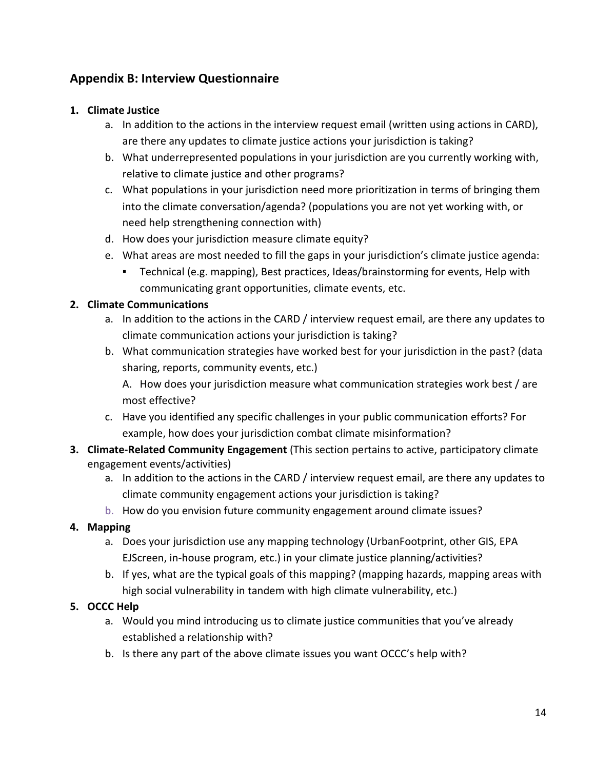## Appendix B: Interview Questionnaire

1. **Climate Justice**
    a. In addition to the actions in the interview request email (written using actions in CARD), are there any updates to climate justice actions your jurisdiction is taking?
    b. What underrepresented populations in your jurisdiction are you currently working with, relative to climate justice and other programs?
    c. What populations in your jurisdiction need more prioritization in terms of bringing them into the climate conversation/agenda? (populations you are not yet working with, or need help strengthening connection with)
    d. How does your jurisdiction measure climate equity?
    e. What areas are most needed to fill the gaps in your jurisdiction's climate justice agenda:
        - Technical (e.g. mapping), Best practices, Ideas/brainstorming for events, Help with communicating grant opportunities, climate events, etc.
2. **Climate Communications**
    a. In addition to the actions in the CARD / interview request email, are there any updates to climate communication actions your jurisdiction is taking?
    b. What communication strategies have worked best for your jurisdiction in the past? (data sharing, reports, community events, etc.)
        A. How does your jurisdiction measure what communication strategies work best / are most effective?
    c. Have you identified any specific challenges in your public communication efforts? For example, how does your jurisdiction combat climate misinformation?
3. **Climate-Related Community Engagement** (This section pertains to active, participatory climate engagement events/activities)
    a. In addition to the actions in the CARD / interview request email, are there any updates to climate community engagement actions your jurisdiction is taking?
    b. How do you envision future community engagement around climate issues?
4. **Mapping**
    a. Does your jurisdiction use any mapping technology (UrbanFootprint, other GIS, EPA EJScreen, in-house program, etc.) in your climate justice planning/activities?
    b. If yes, what are the typical goals of this mapping? (mapping hazards, mapping areas with high social vulnerability in tandem with high climate vulnerability, etc.)
5. **OCCC Help**
    a. Would you mind introducing us to climate justice communities that you've already established a relationship with?
    b. Is there any part of the above climate issues you want OCCC's help with?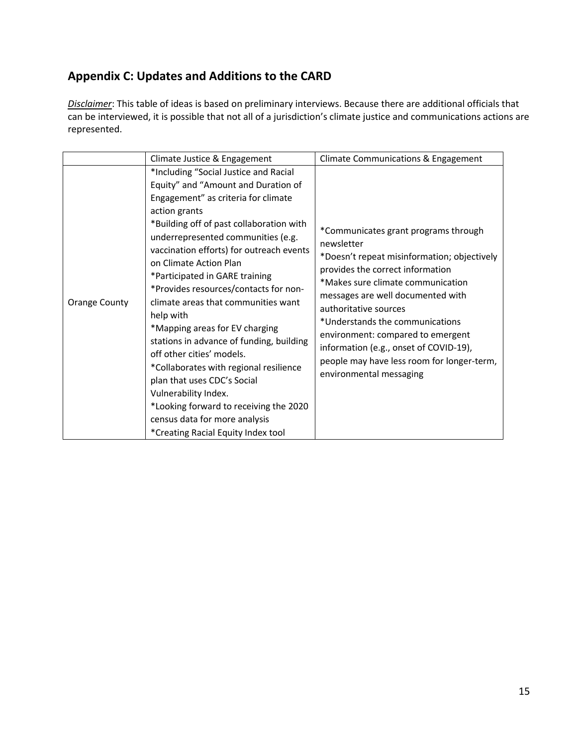## Appendix C: Updates and Additions to the CARD

*<u>Disclaimer</u>*: This table of ideas is based on preliminary interviews. Because there are additional officials that can be interviewed, it is possible that not all of a jurisdiction's climate justice and communications actions are represented.

| | Climate Justice & Engagement | Climate Communications & Engagement |
|---|---|---|
| Orange County | *Including "Social Justice and Racial Equity" and "Amount and Duration of Engagement" as criteria for climate action grants<br>*Building off of past collaboration with underrepresented communities (e.g. vaccination efforts) for outreach events on Climate Action Plan<br>*Participated in GARE training<br>*Provides resources/contacts for non-climate areas that communities want help with<br>*Mapping areas for EV charging stations in advance of funding, building off other cities' models.<br>*Collaborates with regional resilience plan that uses CDC's Social Vulnerability Index.<br>*Looking forward to receiving the 2020 census data for more analysis<br>*Creating Racial Equity Index tool | *Communicates grant programs through newsletter<br>*Doesn't repeat misinformation; objectively provides the correct information<br>*Makes sure climate communication messages are well documented with authoritative sources<br>*Understands the communications environment: compared to emergent information (e.g., onset of COVID-19), people may have less room for longer-term, environmental messaging |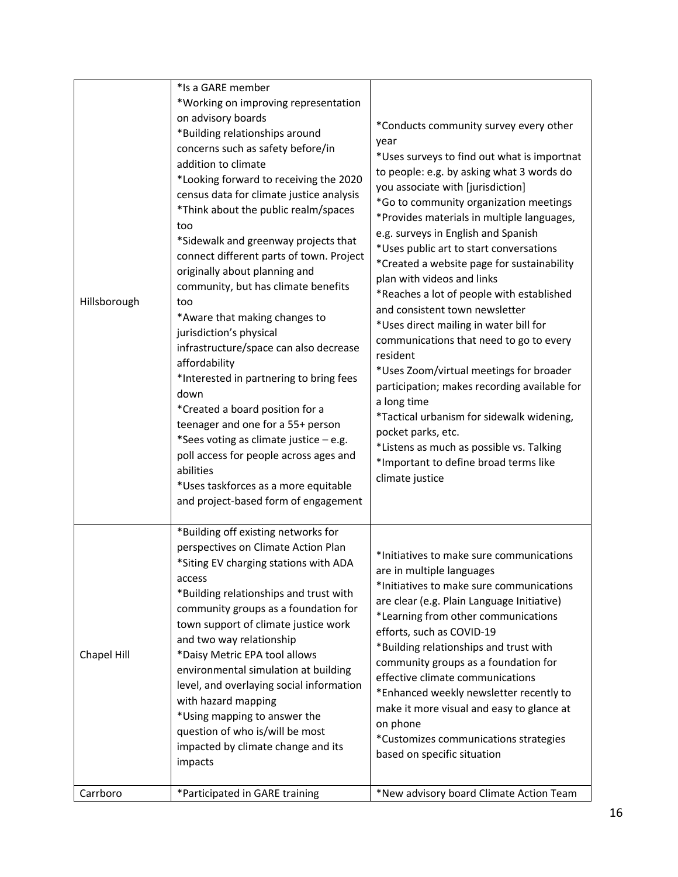| | | |
|---|---|---|
| Hillsborough | *Is a GARE member<br>*Working on improving representation on advisory boards<br>*Building relationships around concerns such as safety before/in addition to climate<br>*Looking forward to receiving the 2020 census data for climate justice analysis<br>*Think about the public realm/spaces too<br>*Sidewalk and greenway projects that connect different parts of town. Project originally about planning and community, but has climate benefits too<br>*Aware that making changes to jurisdiction's physical infrastructure/space can also decrease affordability<br>*Interested in partnering to bring fees down<br>*Created a board position for a teenager and one for a 55+ person<br>*Sees voting as climate justice – e.g. poll access for people across ages and abilities<br>*Uses taskforces as a more equitable and project-based form of engagement | *Conducts community survey every other year<br>*Uses surveys to find out what is importnat to people: e.g. by asking what 3 words do you associate with [jurisdiction]<br>*Go to community organization meetings<br>*Provides materials in multiple languages, e.g. surveys in English and Spanish<br>*Uses public art to start conversations<br>*Created a website page for sustainability plan with videos and links<br>*Reaches a lot of people with established and consistent town newsletter<br>*Uses direct mailing in water bill for communications that need to go to every resident<br>*Uses Zoom/virtual meetings for broader participation; makes recording available for a long time<br>*Tactical urbanism for sidewalk widening, pocket parks, etc.<br>*Listens as much as possible vs. Talking<br>*Important to define broad terms like climate justice |
| Chapel Hill | *Building off existing networks for perspectives on Climate Action Plan<br>*Siting EV charging stations with ADA access<br>*Building relationships and trust with community groups as a foundation for town support of climate justice work and two way relationship<br>*Daisy Metric EPA tool allows environmental simulation at building level, and overlaying social information with hazard mapping<br>*Using mapping to answer the question of who is/will be most impacted by climate change and its impacts | *Initiatives to make sure communications are in multiple languages<br>*Initiatives to make sure communications are clear (e.g. Plain Language Initiative)<br>*Learning from other communications efforts, such as COVID-19<br>*Building relationships and trust with community groups as a foundation for effective climate communications<br>*Enhanced weekly newsletter recently to make it more visual and easy to glance at on phone<br>*Customizes communications strategies based on specific situation |
| Carrboro | *Participated in GARE training | *New advisory board Climate Action Team |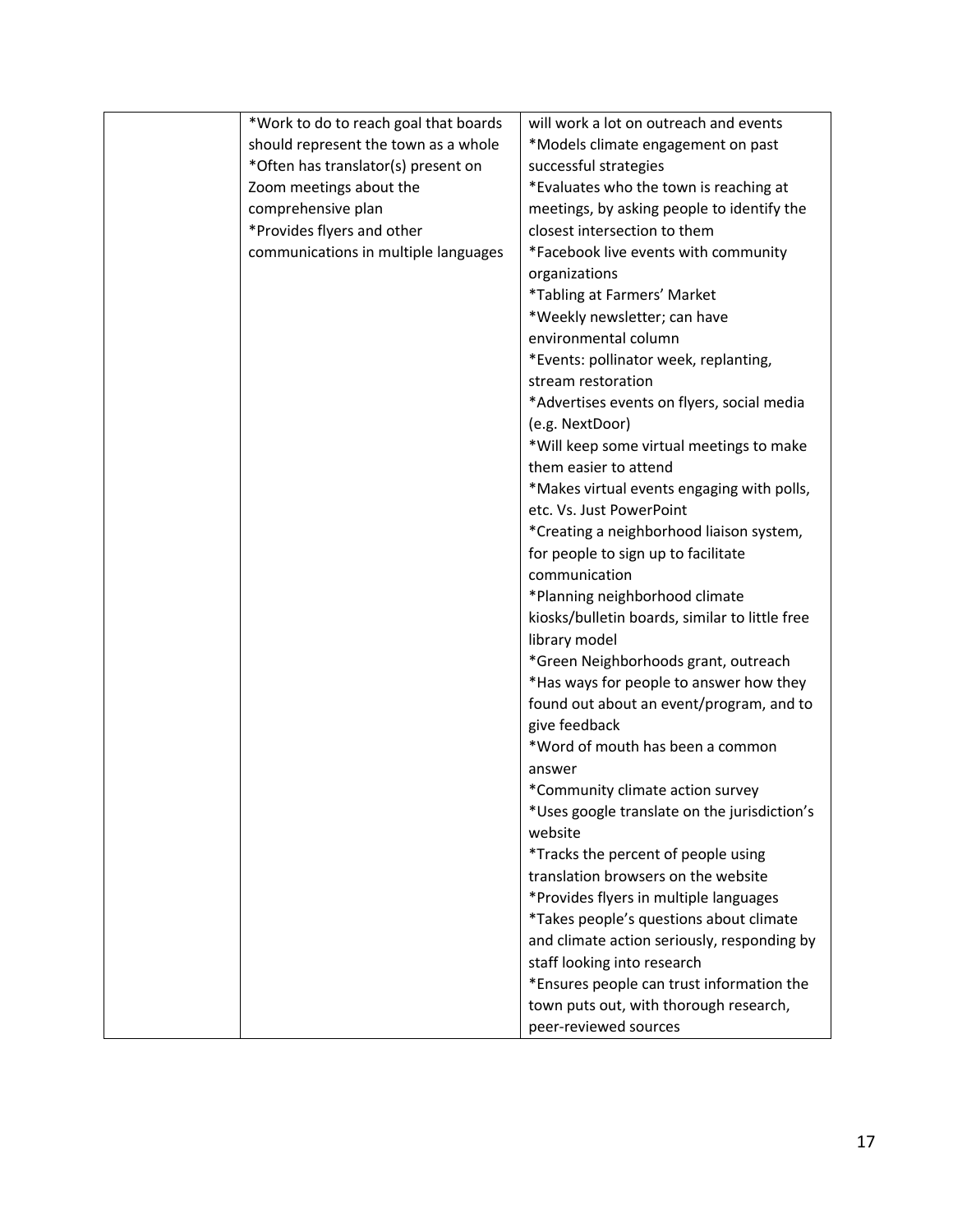| | | |
|---|---|---|
| | *Work to do to reach goal that boards should represent the town as a whole<br>*Often has translator(s) present on Zoom meetings about the comprehensive plan<br>*Provides flyers and other communications in multiple languages | will work a lot on outreach and events<br>*Models climate engagement on past successful strategies<br>*Evaluates who the town is reaching at meetings, by asking people to identify the closest intersection to them<br>*Facebook live events with community organizations<br>*Tabling at Farmers' Market<br>*Weekly newsletter; can have environmental column<br>*Events: pollinator week, replanting, stream restoration<br>*Advertises events on flyers, social media (e.g. NextDoor)<br>*Will keep some virtual meetings to make them easier to attend<br>*Makes virtual events engaging with polls, etc. Vs. Just PowerPoint<br>*Creating a neighborhood liaison system, for people to sign up to facilitate communication<br>*Planning neighborhood climate kiosks/bulletin boards, similar to little free library model<br>*Green Neighborhoods grant, outreach<br>*Has ways for people to answer how they found out about an event/program, and to give feedback<br>*Word of mouth has been a common answer<br>*Community climate action survey<br>*Uses google translate on the jurisdiction's website<br>*Tracks the percent of people using translation browsers on the website<br>*Provides flyers in multiple languages<br>*Takes people's questions about climate and climate action seriously, responding by staff looking into research<br>*Ensures people can trust information the town puts out, with thorough research, peer-reviewed sources |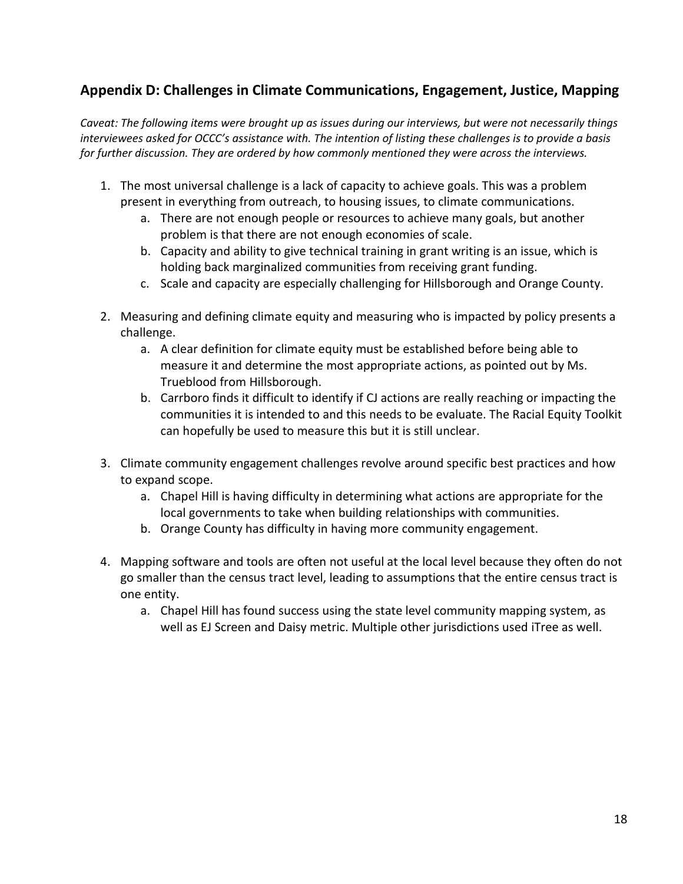## Appendix D: Challenges in Climate Communications, Engagement, Justice, Mapping

*Caveat: The following items were brought up as issues during our interviews, but were not necessarily things interviewees asked for OCCC's assistance with. The intention of listing these challenges is to provide a basis for further discussion. They are ordered by how commonly mentioned they were across the interviews.*

1. The most universal challenge is a lack of capacity to achieve goals. This was a problem present in everything from outreach, to housing issues, to climate communications.
    a. There are not enough people or resources to achieve many goals, but another problem is that there are not enough economies of scale.
    b. Capacity and ability to give technical training in grant writing is an issue, which is holding back marginalized communities from receiving grant funding.
    c. Scale and capacity are especially challenging for Hillsborough and Orange County.

2. Measuring and defining climate equity and measuring who is impacted by policy presents a challenge.
    a. A clear definition for climate equity must be established before being able to measure it and determine the most appropriate actions, as pointed out by Ms. Trueblood from Hillsborough.
    b. Carrboro finds it difficult to identify if CJ actions are really reaching or impacting the communities it is intended to and this needs to be evaluate. The Racial Equity Toolkit can hopefully be used to measure this but it is still unclear.

3. Climate community engagement challenges revolve around specific best practices and how to expand scope.
    a. Chapel Hill is having difficulty in determining what actions are appropriate for the local governments to take when building relationships with communities.
    b. Orange County has difficulty in having more community engagement.

4. Mapping software and tools are often not useful at the local level because they often do not go smaller than the census tract level, leading to assumptions that the entire census tract is one entity.
    a. Chapel Hill has found success using the state level community mapping system, as well as EJ Screen and Daisy metric. Multiple other jurisdictions used iTree as well.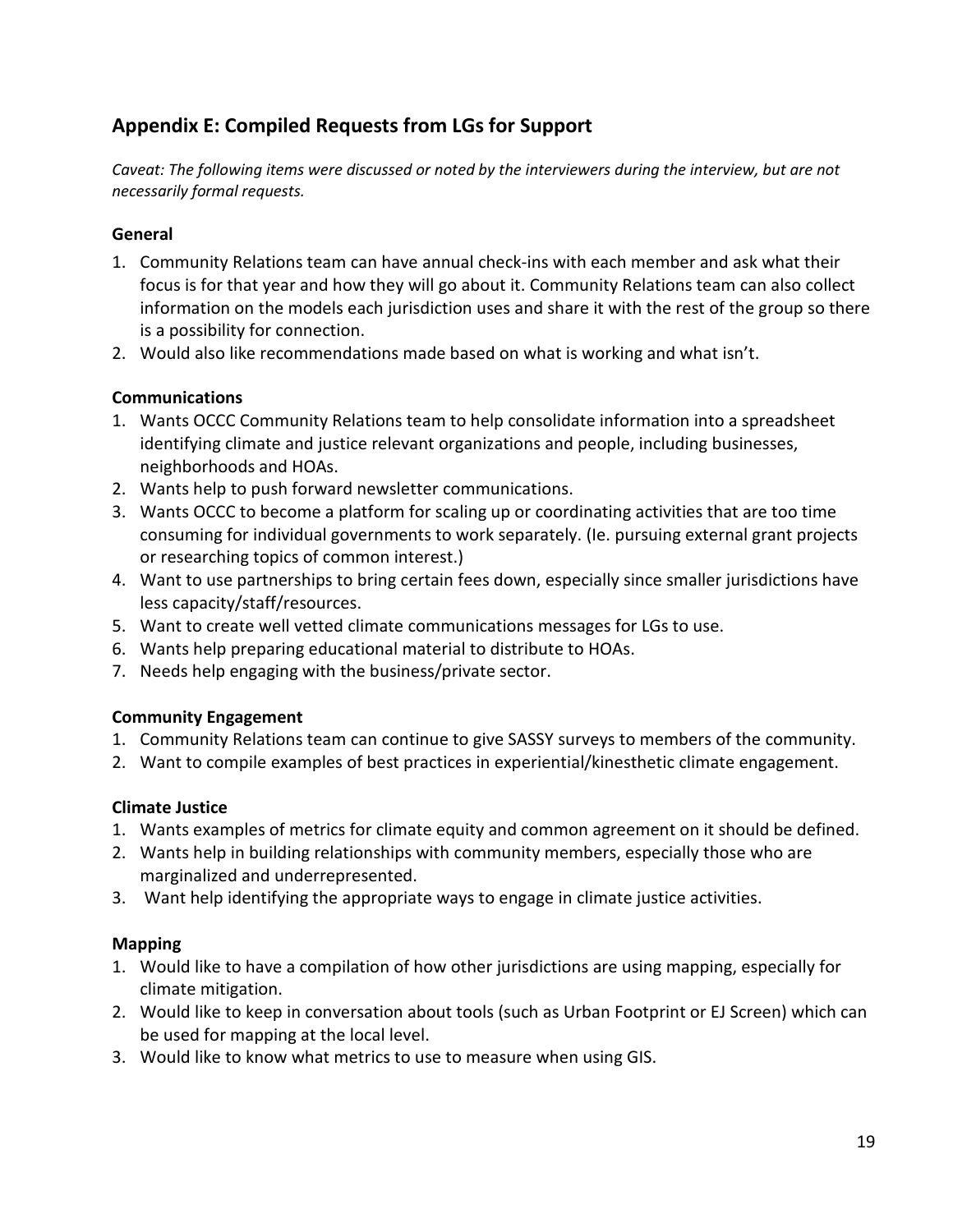## Appendix E: Compiled Requests from LGs for Support

*Caveat: The following items were discussed or noted by the interviewers during the interview, but are not necessarily formal requests.*

### General

1. Community Relations team can have annual check-ins with each member and ask what their focus is for that year and how they will go about it. Community Relations team can also collect information on the models each jurisdiction uses and share it with the rest of the group so there is a possibility for connection.
2. Would also like recommendations made based on what is working and what isn't.

### Communications

1. Wants OCCC Community Relations team to help consolidate information into a spreadsheet identifying climate and justice relevant organizations and people, including businesses, neighborhoods and HOAs.
2. Wants help to push forward newsletter communications.
3. Wants OCCC to become a platform for scaling up or coordinating activities that are too time consuming for individual governments to work separately. (Ie. pursuing external grant projects or researching topics of common interest.)
4. Want to use partnerships to bring certain fees down, especially since smaller jurisdictions have less capacity/staff/resources.
5. Want to create well vetted climate communications messages for LGs to use.
6. Wants help preparing educational material to distribute to HOAs.
7. Needs help engaging with the business/private sector.

### Community Engagement

1. Community Relations team can continue to give SASSY surveys to members of the community.
2. Want to compile examples of best practices in experiential/kinesthetic climate engagement.

### Climate Justice

1. Wants examples of metrics for climate equity and common agreement on it should be defined.
2. Wants help in building relationships with community members, especially those who are marginalized and underrepresented.
3. Want help identifying the appropriate ways to engage in climate justice activities.

### Mapping

1. Would like to have a compilation of how other jurisdictions are using mapping, especially for climate mitigation.
2. Would like to keep in conversation about tools (such as Urban Footprint or EJ Screen) which can be used for mapping at the local level.
3. Would like to know what metrics to use to measure when using GIS.